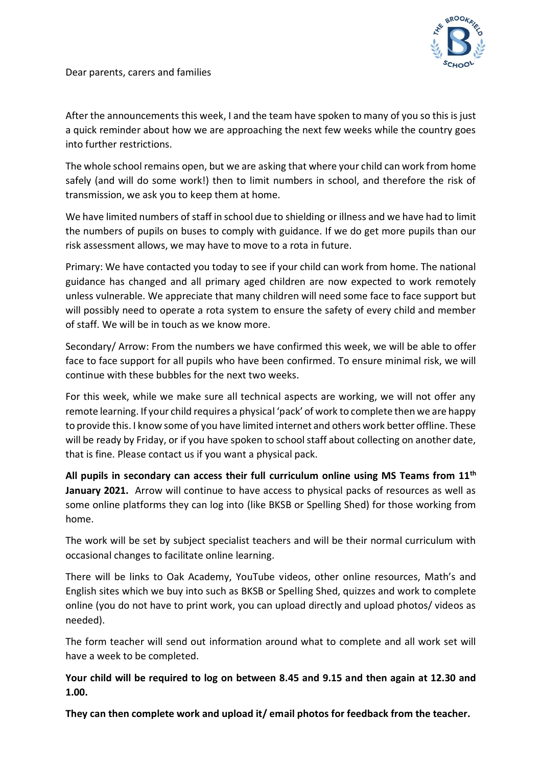Dear parents, carers and families

After the announcements this week, I and the team have spoken to many of you so this is just a quick reminder about how we are approaching the next few weeks while the country goes into further restrictions.

The whole school remains open, but we are asking that where your child can work from home safely (and will do some work!) then to limit numbers in school, and therefore the risk of transmission, we ask you to keep them at home.

We have limited numbers of staff in school due to shielding or illness and we have had to limit the numbers of pupils on buses to comply with guidance. If we do get more pupils than our risk assessment allows, we may have to move to a rota in future.

Primary: We have contacted you today to see if your child can work from home. The national guidance has changed and all primary aged children are now expected to work remotely unless vulnerable. We appreciate that many children will need some face to face support but will possibly need to operate a rota system to ensure the safety of every child and member of staff. We will be in touch as we know more.

Secondary/ Arrow: From the numbers we have confirmed this week, we will be able to offer face to face support for all pupils who have been confirmed. To ensure minimal risk, we will continue with these bubbles for the next two weeks.

For this week, while we make sure all technical aspects are working, we will not offer any remote learning. If your child requires a physical 'pack' of work to complete then we are happy to provide this. I know some of you have limited internet and others work better offline. These will be ready by Friday, or if you have spoken to school staff about collecting on another date, that is fine. Please contact us if you want a physical pack.

**All pupils in secondary can access their full curriculum online using MS Teams from 11th January 2021.** Arrow will continue to have access to physical packs of resources as well as some online platforms they can log into (like BKSB or Spelling Shed) for those working from home.

The work will be set by subject specialist teachers and will be their normal curriculum with occasional changes to facilitate online learning.

There will be links to Oak Academy, YouTube videos, other online resources, Math's and English sites which we buy into such as BKSB or Spelling Shed, quizzes and work to complete online (you do not have to print work, you can upload directly and upload photos/ videos as needed).

The form teacher will send out information around what to complete and all work set will have a week to be completed.

**Your child will be required to log on between 8.45 and 9.15 and then again at 12.30 and 1.00.**

**They can then complete work and upload it/ email photos for feedback from the teacher.**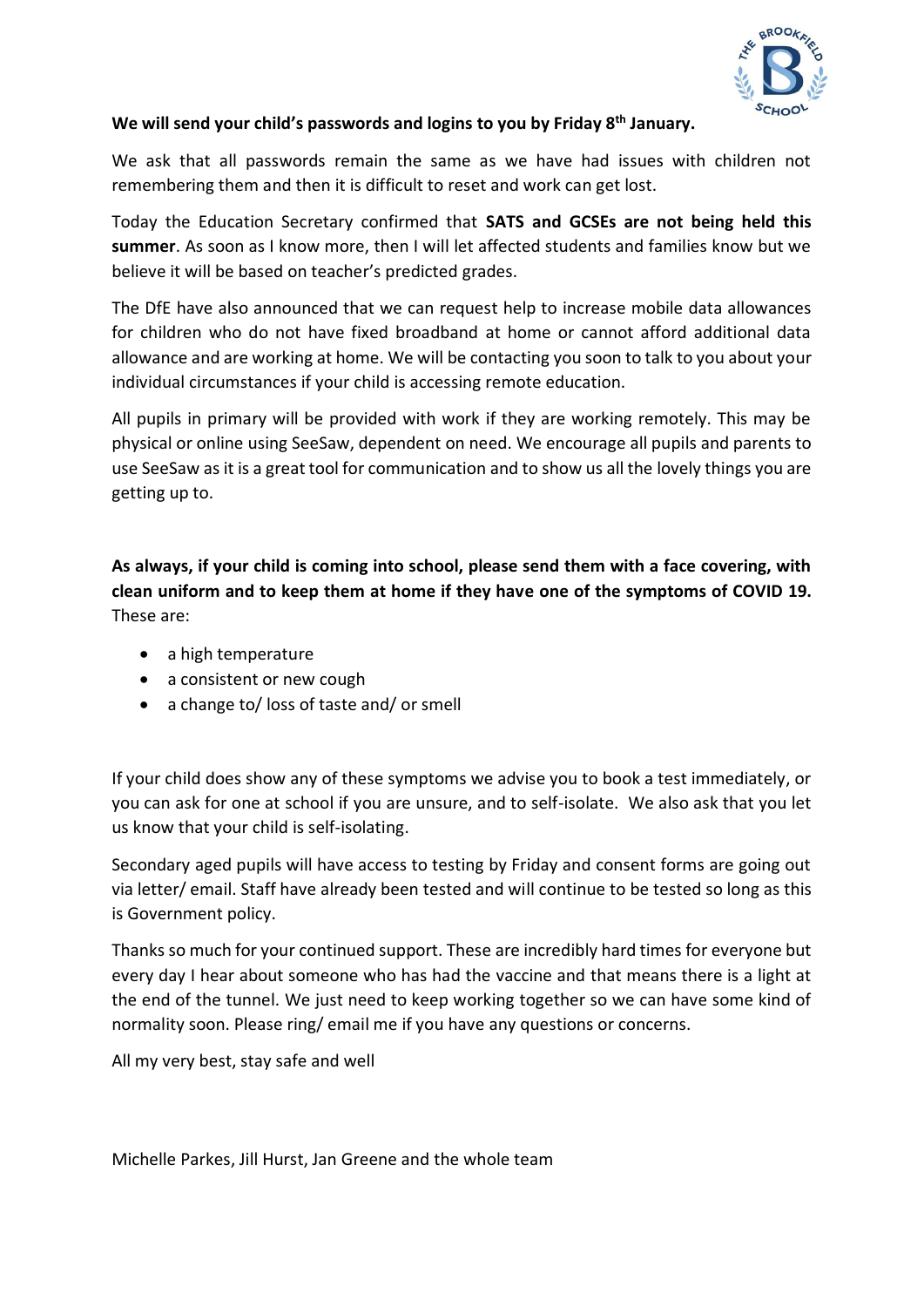**We will send your child's passwords and logins to you by Friday 8th January.**

We ask that all passwords remain the same as we have had issues with children not remembering them and then it is difficult to reset and work can get lost.

Today the Education Secretary confirmed that **SATS and GCSEs are not being held this summer**. As soon as I know more, then I will let affected students and families know but we believe it will be based on teacher's predicted grades.

The DfE have also announced that we can request help to increase mobile data allowances for children who do not have fixed broadband at home or cannot afford additional data allowance and are working at home. We will be contacting you soon to talk to you about your individual circumstances if your child is accessing remote education.

All pupils in primary will be provided with work if they are working remotely. This may be physical or online using SeeSaw, dependent on need. We encourage all pupils and parents to use SeeSaw as it is a great tool for communication and to show us all the lovely things you are getting up to.

**As always, if your child is coming into school, please send them with a face covering, with clean uniform and to keep them at home if they have one of the symptoms of COVID 19.** These are:

- a high temperature
- a consistent or new cough
- a change to/ loss of taste and/ or smell

If your child does show any of these symptoms we advise you to book a test immediately, or you can ask for one at school if you are unsure, and to self-isolate. We also ask that you let us know that your child is self-isolating.

Secondary aged pupils will have access to testing by Friday and consent forms are going out via letter/ email. Staff have already been tested and will continue to be tested so long as this is Government policy.

Thanks so much for your continued support. These are incredibly hard times for everyone but every day I hear about someone who has had the vaccine and that means there is a light at the end of the tunnel. We just need to keep working together so we can have some kind of normality soon. Please ring/ email me if you have any questions or concerns.

All my very best, stay safe and well

Michelle Parkes, Jill Hurst, Jan Greene and the whole team